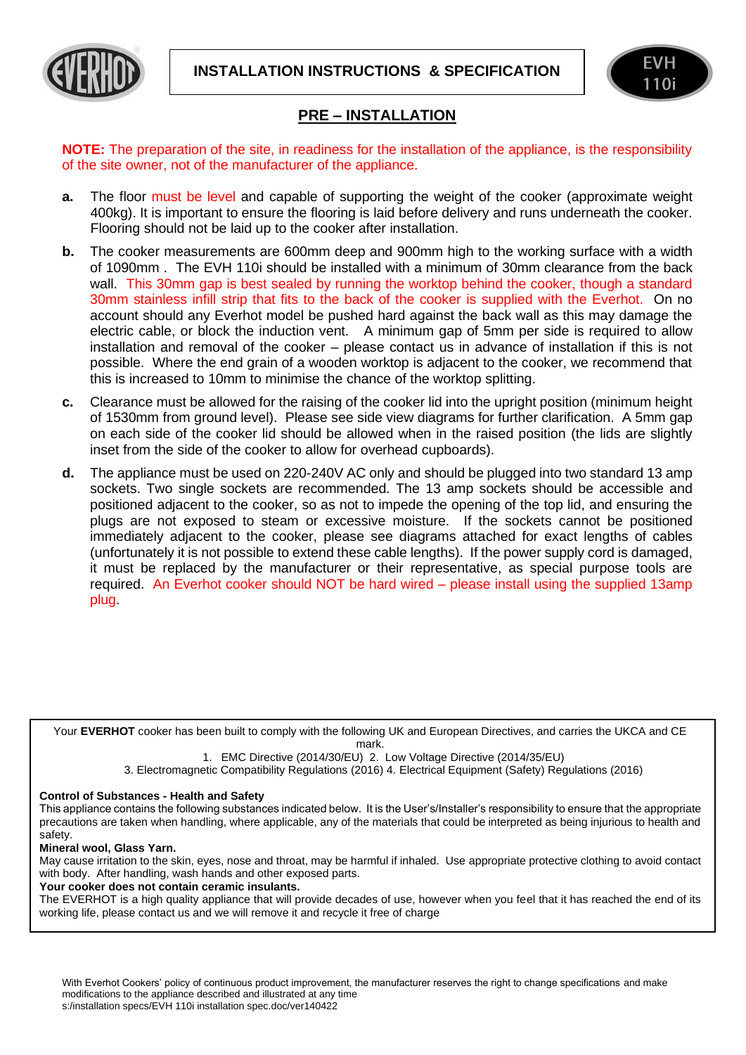# INSTALLATION INSTRUCTIONS & SPECIFICATION

EVH 110i

## PRE – INSTALLATION

**NOTE:** The preparation of the site, in readiness for the installation of the appliance, is the responsibility of the site owner, not of the manufacturer of the appliance.

**a.** The floor must be level and capable of supporting the weight of the cooker (approximate weight 400kg). It is important to ensure the flooring is laid before delivery and runs underneath the cooker. Flooring should not be laid up to the cooker after installation.

**b.** The cooker measurements are 600mm deep and 900mm high to the working surface with a width of 1090mm . The EVH 110i should be installed with a minimum of 30mm clearance from the back wall. This 30mm gap is best sealed by running the worktop behind the cooker, though a standard 30mm stainless infill strip that fits to the back of the cooker is supplied with the Everhot. On no account should any Everhot model be pushed hard against the back wall as this may damage the electric cable, or block the induction vent. A minimum gap of 5mm per side is required to allow installation and removal of the cooker – please contact us in advance of installation if this is not possible. Where the end grain of a wooden worktop is adjacent to the cooker, we recommend that this is increased to 10mm to minimise the chance of the worktop splitting.

**c.** Clearance must be allowed for the raising of the cooker lid into the upright position (minimum height of 1530mm from ground level). Please see side view diagrams for further clarification. A 5mm gap on each side of the cooker lid should be allowed when in the raised position (the lids are slightly inset from the side of the cooker to allow for overhead cupboards).

**d.** The appliance must be used on 220-240V AC only and should be plugged into two standard 13 amp sockets. Two single sockets are recommended. The 13 amp sockets should be accessible and positioned adjacent to the cooker, so as not to impede the opening of the top lid, and ensuring the plugs are not exposed to steam or excessive moisture. If the sockets cannot be positioned immediately adjacent to the cooker, please see diagrams attached for exact lengths of cables (unfortunately it is not possible to extend these cable lengths). If the power supply cord is damaged, it must be replaced by the manufacturer or their representative, as special purpose tools are required. An Everhot cooker should NOT be hard wired – please install using the supplied 13amp plug.

---

Your **EVERHOT** cooker has been built to comply with the following UK and European Directives, and carries the UKCA and CE mark.

1. EMC Directive (2014/30/EU) 2. Low Voltage Directive (2014/35/EU)
3. Electromagnetic Compatibility Regulations (2016) 4. Electrical Equipment (Safety) Regulations (2016)

**Control of Substances - Health and Safety**
This appliance contains the following substances indicated below. It is the User's/Installer's responsibility to ensure that the appropriate precautions are taken when handling, where applicable, any of the materials that could be interpreted as being injurious to health and safety.

**Mineral wool, Glass Yarn.**
May cause irritation to the skin, eyes, nose and throat, may be harmful if inhaled. Use appropriate protective clothing to avoid contact with body. After handling, wash hands and other exposed parts.

**Your cooker does not contain ceramic insulants.**
The EVERHOT is a high quality appliance that will provide decades of use, however when you feel that it has reached the end of its working life, please contact us and we will remove it and recycle it free of charge

---

With Everhot Cookers' policy of continuous product improvement, the manufacturer reserves the right to change specifications and make modifications to the appliance described and illustrated at any time
s:/installation specs/EVH 110i installation spec.doc/ver140422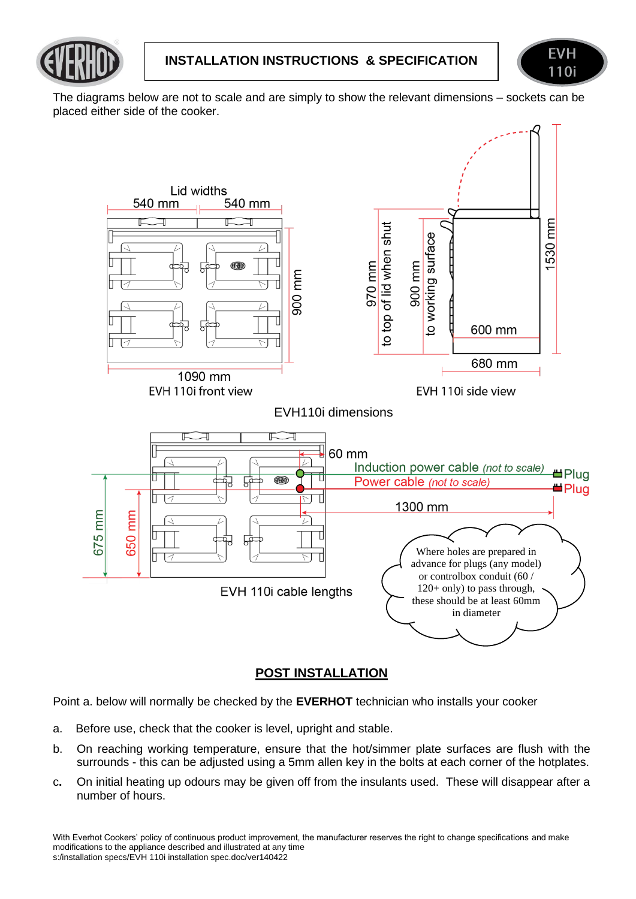**INSTALLATION INSTRUCTIONS & SPECIFICATION**

The diagrams below are not to scale and are simply to show the relevant dimensions – sockets can be placed either side of the cooker.

Lid widths
540 mm
540 mm
900 mm
1090 mm
EVH 110i front view

970 mm
to top of lid when shut
900 mm
to working surface
1530 mm
600 mm
680 mm
EVH 110i side view

EVH110i dimensions

60 mm
Induction power cable *(not to scale)*
Plug
Power cable *(not to scale)*
Plug
1300 mm
675 mm
650 mm
EVH 110i cable lengths

Where holes are prepared in advance for plugs (any model) or controlbox conduit (60 / 120+ only) to pass through, these should be at least 60mm in diameter

## POST INSTALLATION

Point a. below will normally be checked by the **EVERHOT** technician who installs your cooker

a. Before use, check that the cooker is level, upright and stable.

b. On reaching working temperature, ensure that the hot/simmer plate surfaces are flush with the surrounds - this can be adjusted using a 5mm allen key in the bolts at each corner of the hotplates.

c. On initial heating up odours may be given off from the insulants used. These will disappear after a number of hours.

With Everhot Cookers' policy of continuous product improvement, the manufacturer reserves the right to change specifications and make modifications to the appliance described and illustrated at any time
s:/installation specs/EVH 110i installation spec.doc/ver140422